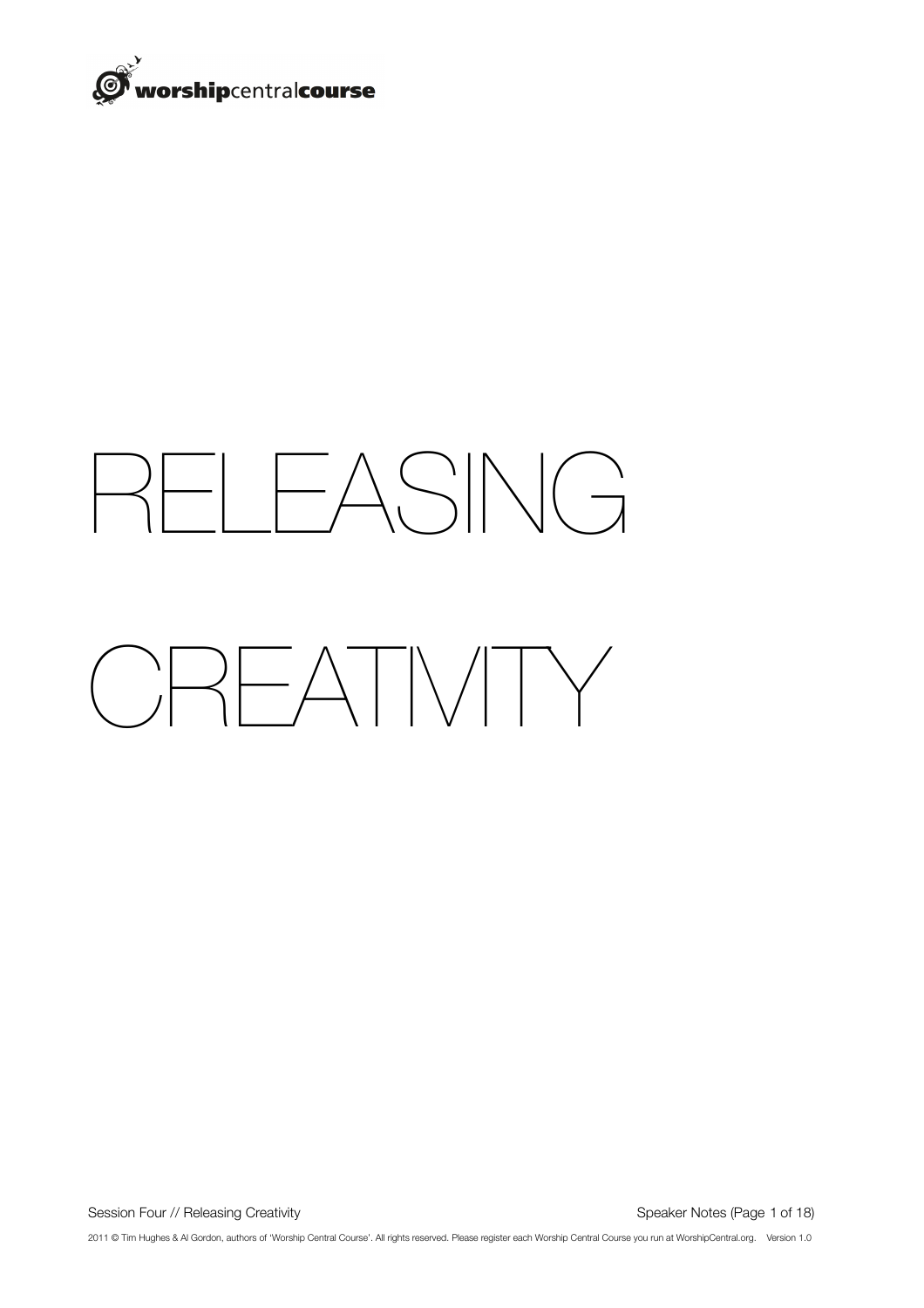# RELEASING CREATIVITY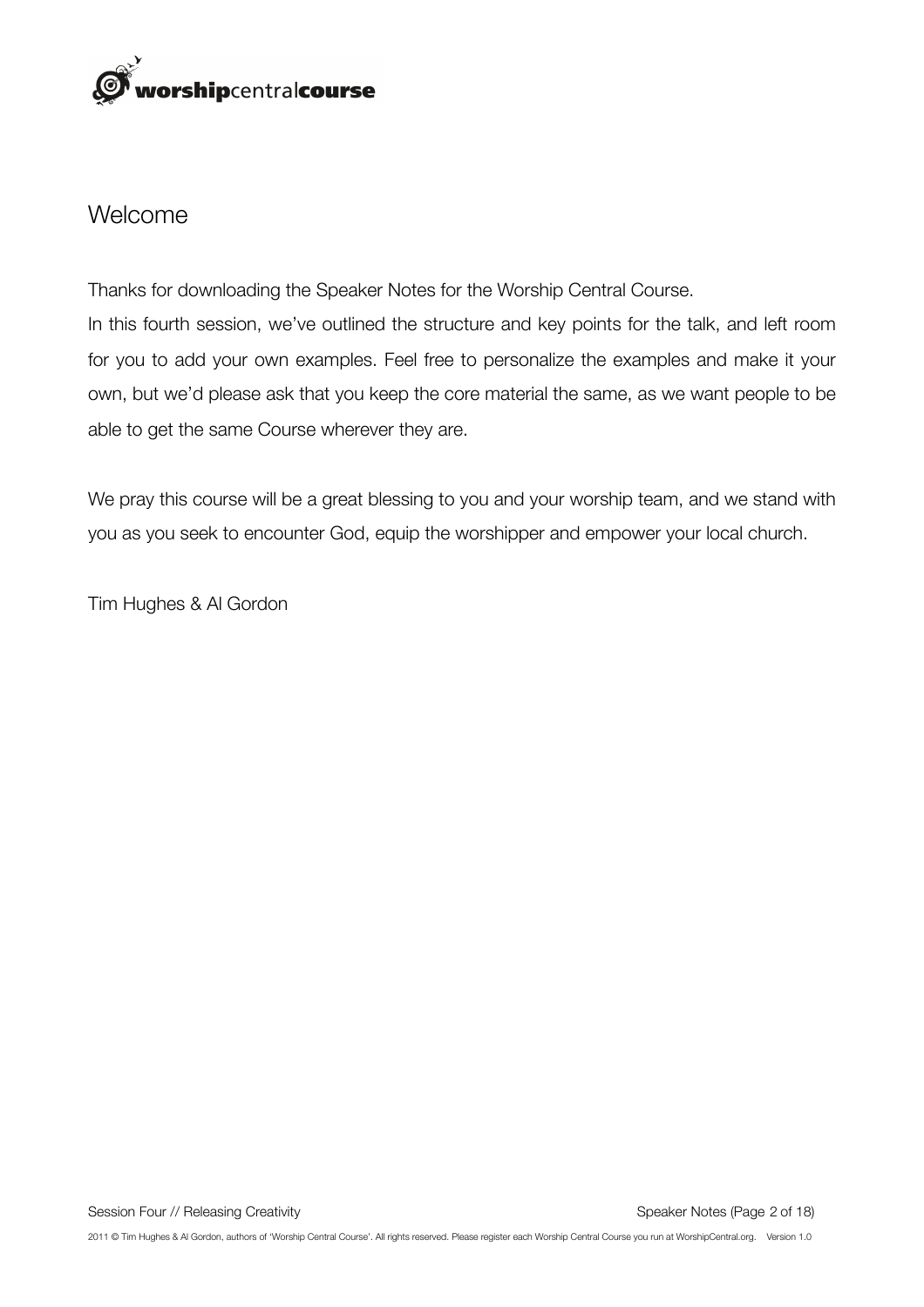# Welcome

Thanks for downloading the Speaker Notes for the Worship Central Course.

In this fourth session, we've outlined the structure and key points for the talk, and left room for you to add your own examples. Feel free to personalize the examples and make it your own, but we'd please ask that you keep the core material the same, as we want people to be able to get the same Course wherever they are.

We pray this course will be a great blessing to you and your worship team, and we stand with you as you seek to encounter God, equip the worshipper and empower your local church.

Tim Hughes & Al Gordon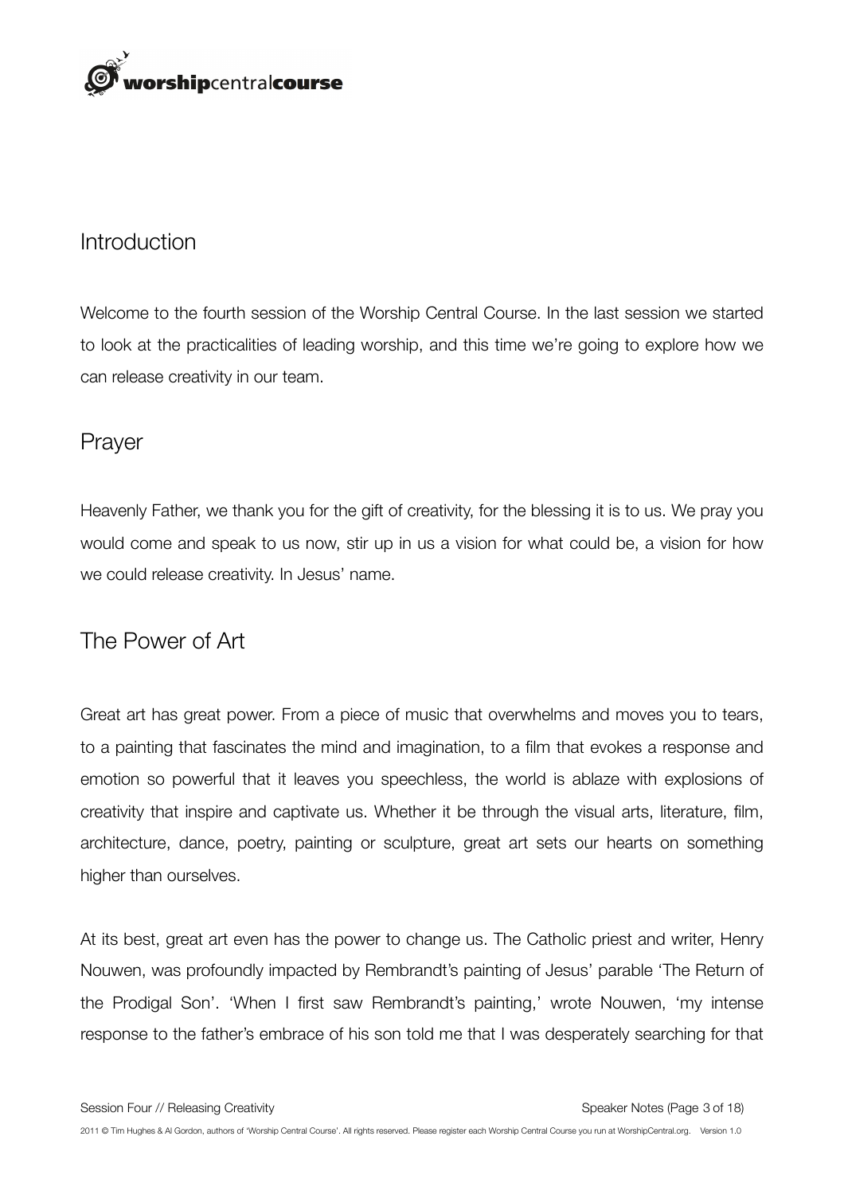## Introduction

Welcome to the fourth session of the Worship Central Course. In the last session we started to look at the practicalities of leading worship, and this time we're going to explore how we can release creativity in our team.

## Prayer

Heavenly Father, we thank you for the gift of creativity, for the blessing it is to us. We pray you would come and speak to us now, stir up in us a vision for what could be, a vision for how we could release creativity. In Jesus' name.

## The Power of Art

Great art has great power. From a piece of music that overwhelms and moves you to tears, to a painting that fascinates the mind and imagination, to a film that evokes a response and emotion so powerful that it leaves you speechless, the world is ablaze with explosions of creativity that inspire and captivate us. Whether it be through the visual arts, literature, film, architecture, dance, poetry, painting or sculpture, great art sets our hearts on something higher than ourselves.

At its best, great art even has the power to change us. The Catholic priest and writer, Henry Nouwen, was profoundly impacted by Rembrandt's painting of Jesus' parable 'The Return of the Prodigal Son'. 'When I first saw Rembrandt's painting,' wrote Nouwen, 'my intense response to the father's embrace of his son told me that I was desperately searching for that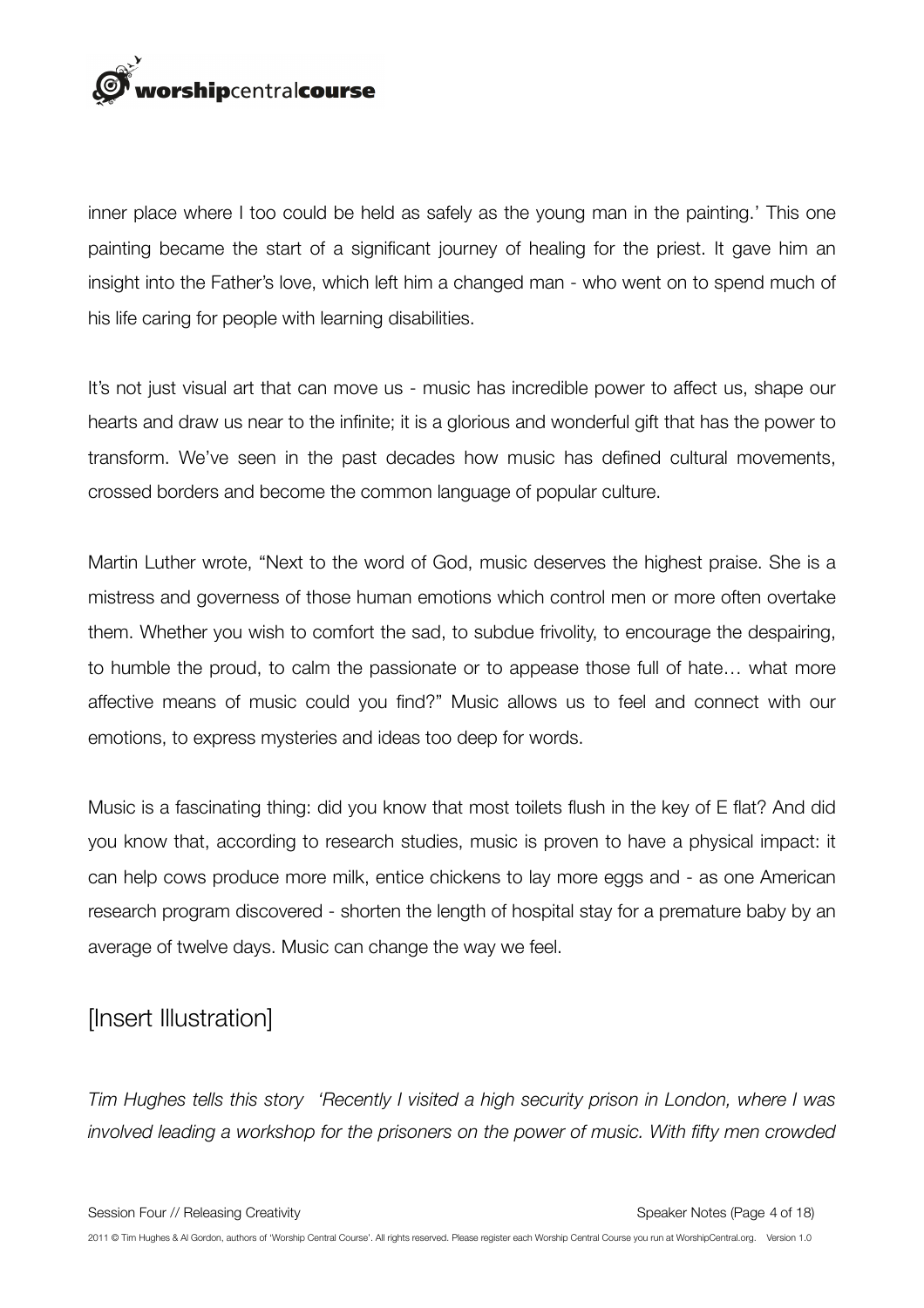inner place where I too could be held as safely as the young man in the painting.' This one painting became the start of a significant journey of healing for the priest. It gave him an insight into the Father's love, which left him a changed man - who went on to spend much of his life caring for people with learning disabilities.

It's not just visual art that can move us - music has incredible power to affect us, shape our hearts and draw us near to the infinite; it is a glorious and wonderful gift that has the power to transform. We've seen in the past decades how music has defined cultural movements, crossed borders and become the common language of popular culture.

Martin Luther wrote, "Next to the word of God, music deserves the highest praise. She is a mistress and governess of those human emotions which control men or more often overtake them. Whether you wish to comfort the sad, to subdue frivolity, to encourage the despairing, to humble the proud, to calm the passionate or to appease those full of hate… what more affective means of music could you find?" Music allows us to feel and connect with our emotions, to express mysteries and ideas too deep for words.

Music is a fascinating thing: did you know that most toilets flush in the key of E flat? And did you know that, according to research studies, music is proven to have a physical impact: it can help cows produce more milk, entice chickens to lay more eggs and - as one American research program discovered - shorten the length of hospital stay for a premature baby by an average of twelve days. Music can change the way we feel.

## [Insert Illustration]

*Tim Hughes tells this story 'Recently I visited a high security prison in London, where I was involved leading a workshop for the prisoners on the power of music. With fifty men crowded*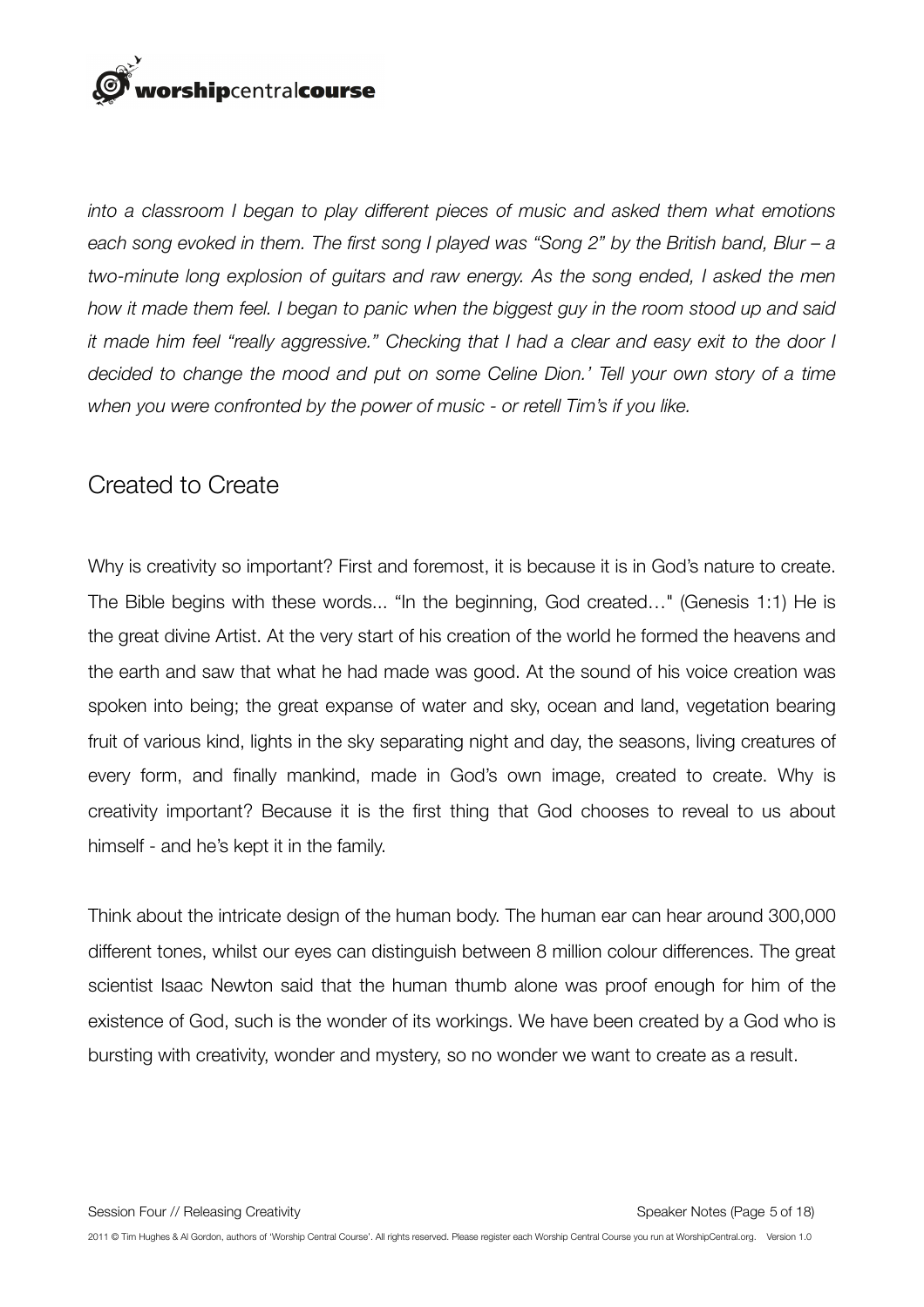*into a classroom I began to play different pieces of music and asked them what emotions each song evoked in them. The first song I played was "Song 2" by the British band, Blur – a two-minute long explosion of guitars and raw energy. As the song ended, I asked the men how it made them feel. I began to panic when the biggest guy in the room stood up and said it made him feel "really aggressive." Checking that I had a clear and easy exit to the door I decided to change the mood and put on some Celine Dion.' Tell your own story of a time when you were confronted by the power of music - or retell Tim's if you like.*

## Created to Create

Why is creativity so important? First and foremost, it is because it is in God's nature to create. The Bible begins with these words... "In the beginning, God created…" (Genesis 1:1) He is the great divine Artist. At the very start of his creation of the world he formed the heavens and the earth and saw that what he had made was good. At the sound of his voice creation was spoken into being; the great expanse of water and sky, ocean and land, vegetation bearing fruit of various kind, lights in the sky separating night and day, the seasons, living creatures of every form, and finally mankind, made in God's own image, created to create. Why is creativity important? Because it is the first thing that God chooses to reveal to us about himself - and he's kept it in the family.

Think about the intricate design of the human body. The human ear can hear around 300,000 different tones, whilst our eyes can distinguish between 8 million colour differences. The great scientist Isaac Newton said that the human thumb alone was proof enough for him of the existence of God, such is the wonder of its workings. We have been created by a God who is bursting with creativity, wonder and mystery, so no wonder we want to create as a result.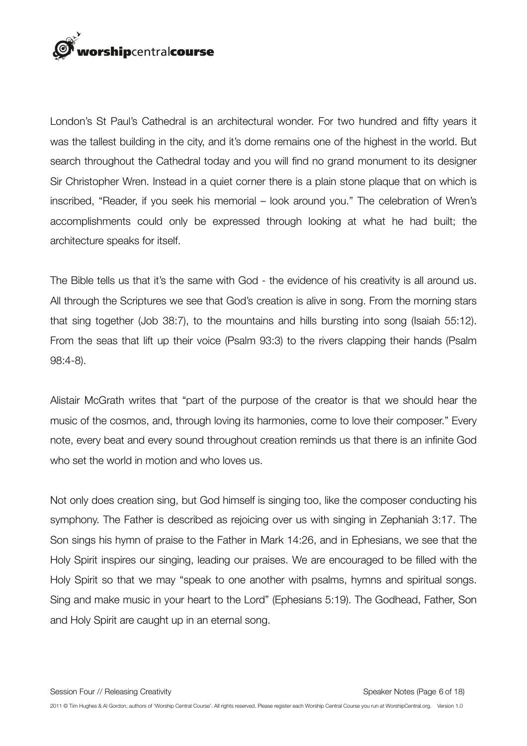London's St Paul's Cathedral is an architectural wonder. For two hundred and fifty years it was the tallest building in the city, and it's dome remains one of the highest in the world. But search throughout the Cathedral today and you will find no grand monument to its designer Sir Christopher Wren. Instead in a quiet corner there is a plain stone plaque that on which is inscribed, "Reader, if you seek his memorial – look around you." The celebration of Wren's accomplishments could only be expressed through looking at what he had built; the architecture speaks for itself.

The Bible tells us that it's the same with God - the evidence of his creativity is all around us. All through the Scriptures we see that God's creation is alive in song. From the morning stars that sing together (Job 38:7), to the mountains and hills bursting into song (Isaiah 55:12). From the seas that lift up their voice (Psalm 93:3) to the rivers clapping their hands (Psalm 98:4-8).

Alistair McGrath writes that "part of the purpose of the creator is that we should hear the music of the cosmos, and, through loving its harmonies, come to love their composer." Every note, every beat and every sound throughout creation reminds us that there is an infinite God who set the world in motion and who loves us.

Not only does creation sing, but God himself is singing too, like the composer conducting his symphony. The Father is described as rejoicing over us with singing in Zephaniah 3:17. The Son sings his hymn of praise to the Father in Mark 14:26, and in Ephesians, we see that the Holy Spirit inspires our singing, leading our praises. We are encouraged to be filled with the Holy Spirit so that we may "speak to one another with psalms, hymns and spiritual songs. Sing and make music in your heart to the Lord" (Ephesians 5:19). The Godhead, Father, Son and Holy Spirit are caught up in an eternal song.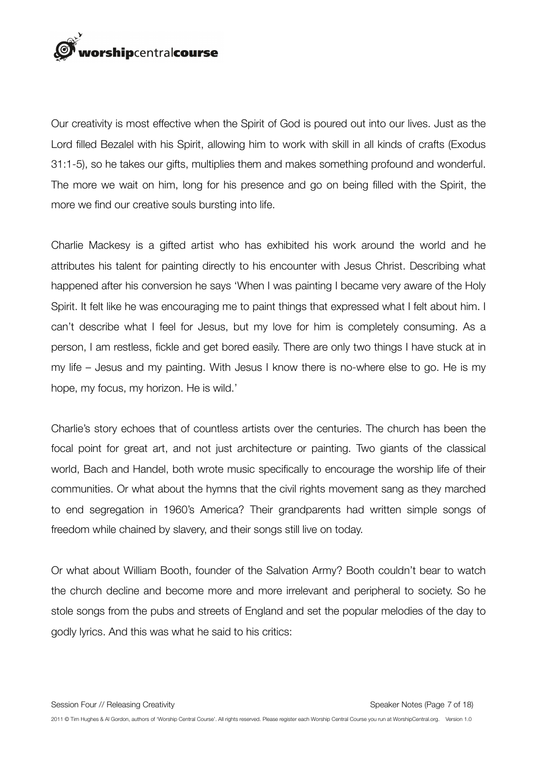Our creativity is most effective when the Spirit of God is poured out into our lives. Just as the Lord filled Bezalel with his Spirit, allowing him to work with skill in all kinds of crafts (Exodus 31:1-5), so he takes our gifts, multiplies them and makes something profound and wonderful. The more we wait on him, long for his presence and go on being filled with the Spirit, the more we find our creative souls bursting into life.

Charlie Mackesy is a gifted artist who has exhibited his work around the world and he attributes his talent for painting directly to his encounter with Jesus Christ. Describing what happened after his conversion he says 'When I was painting I became very aware of the Holy Spirit. It felt like he was encouraging me to paint things that expressed what I felt about him. I can't describe what I feel for Jesus, but my love for him is completely consuming. As a person, I am restless, fickle and get bored easily. There are only two things I have stuck at in my life – Jesus and my painting. With Jesus I know there is no-where else to go. He is my hope, my focus, my horizon. He is wild.'

Charlie's story echoes that of countless artists over the centuries. The church has been the focal point for great art, and not just architecture or painting. Two giants of the classical world, Bach and Handel, both wrote music specifically to encourage the worship life of their communities. Or what about the hymns that the civil rights movement sang as they marched to end segregation in 1960's America? Their grandparents had written simple songs of freedom while chained by slavery, and their songs still live on today.

Or what about William Booth, founder of the Salvation Army? Booth couldn't bear to watch the church decline and become more and more irrelevant and peripheral to society. So he stole songs from the pubs and streets of England and set the popular melodies of the day to godly lyrics. And this was what he said to his critics: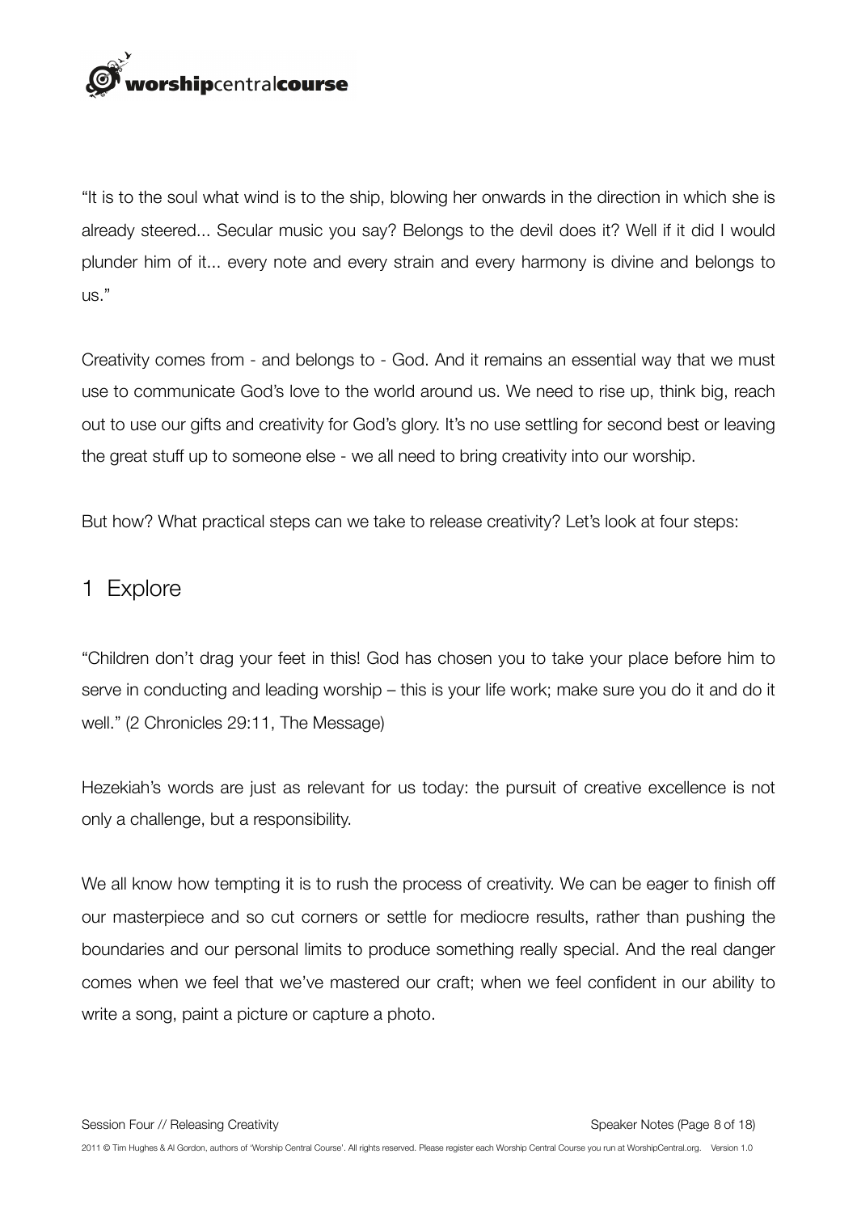"It is to the soul what wind is to the ship, blowing her onwards in the direction in which she is already steered... Secular music you say? Belongs to the devil does it? Well if it did I would plunder him of it... every note and every strain and every harmony is divine and belongs to us."

Creativity comes from - and belongs to - God. And it remains an essential way that we must use to communicate God's love to the world around us. We need to rise up, think big, reach out to use our gifts and creativity for God's glory. It's no use settling for second best or leaving the great stuff up to someone else - we all need to bring creativity into our worship.

But how? What practical steps can we take to release creativity? Let's look at four steps:

## 1 Explore

"Children don't drag your feet in this! God has chosen you to take your place before him to serve in conducting and leading worship – this is your life work; make sure you do it and do it well." (2 Chronicles 29:11, The Message)

Hezekiah's words are just as relevant for us today: the pursuit of creative excellence is not only a challenge, but a responsibility.

We all know how tempting it is to rush the process of creativity. We can be eager to finish off our masterpiece and so cut corners or settle for mediocre results, rather than pushing the boundaries and our personal limits to produce something really special. And the real danger comes when we feel that we've mastered our craft; when we feel confident in our ability to write a song, paint a picture or capture a photo.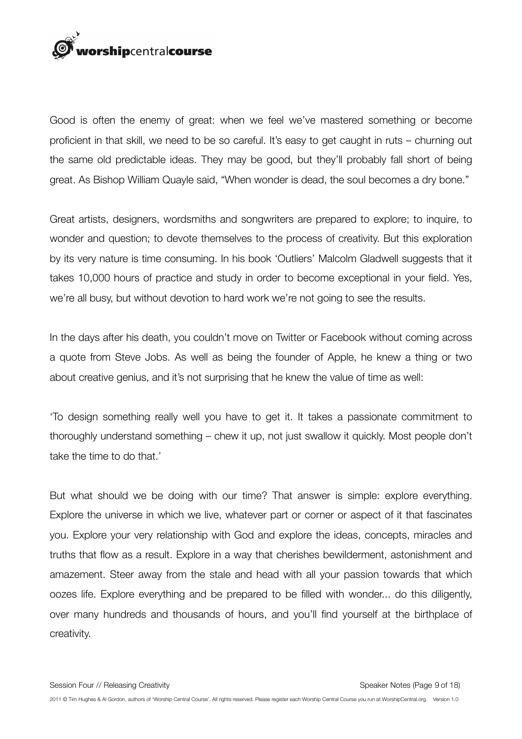Good is often the enemy of great: when we feel we've mastered something or become proficient in that skill, we need to be so careful. It's easy to get caught in ruts – churning out the same old predictable ideas. They may be good, but they'll probably fall short of being great. As Bishop William Quayle said, "When wonder is dead, the soul becomes a dry bone."

Great artists, designers, wordsmiths and songwriters are prepared to explore; to inquire, to wonder and question; to devote themselves to the process of creativity. But this exploration by its very nature is time consuming. In his book 'Outliers' Malcolm Gladwell suggests that it takes 10,000 hours of practice and study in order to become exceptional in your field. Yes, we're all busy, but without devotion to hard work we're not going to see the results.

In the days after his death, you couldn't move on Twitter or Facebook without coming across a quote from Steve Jobs. As well as being the founder of Apple, he knew a thing or two about creative genius, and it's not surprising that he knew the value of time as well:

'To design something really well you have to get it. It takes a passionate commitment to thoroughly understand something – chew it up, not just swallow it quickly. Most people don't take the time to do that.'

But what should we be doing with our time? That answer is simple: explore everything. Explore the universe in which we live, whatever part or corner or aspect of it that fascinates you. Explore your very relationship with God and explore the ideas, concepts, miracles and truths that flow as a result. Explore in a way that cherishes bewilderment, astonishment and amazement. Steer away from the stale and head with all your passion towards that which oozes life. Explore everything and be prepared to be filled with wonder... do this diligently, over many hundreds and thousands of hours, and you'll find yourself at the birthplace of creativity.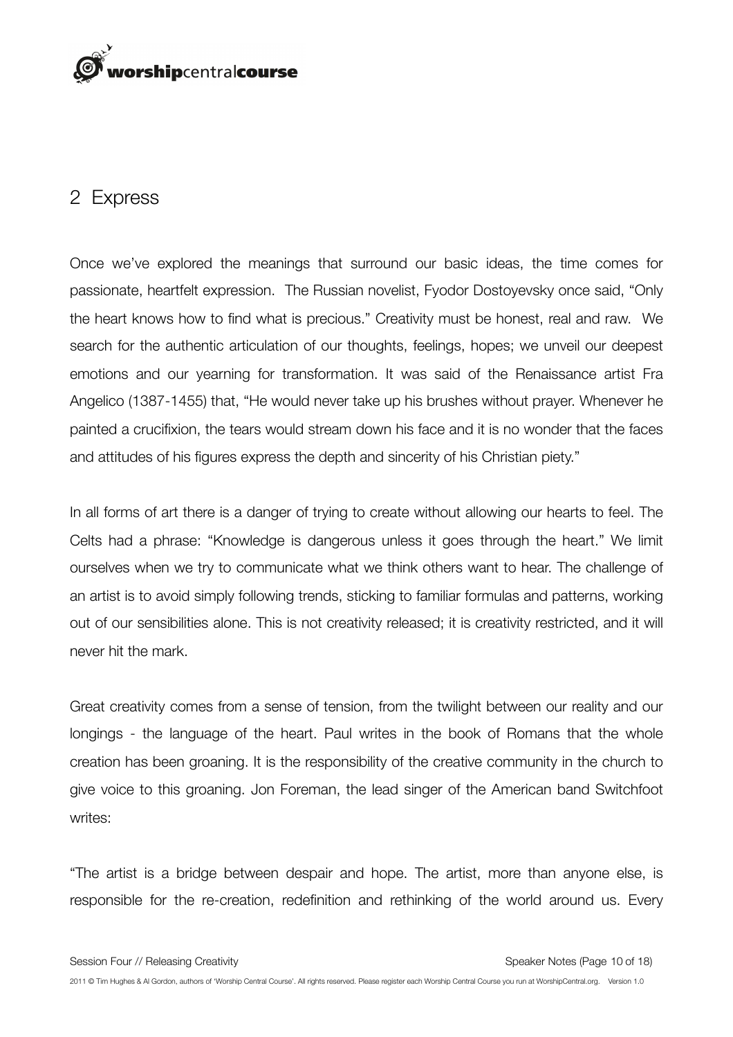## 2 Express

Once we've explored the meanings that surround our basic ideas, the time comes for passionate, heartfelt expression. The Russian novelist, Fyodor Dostoyevsky once said, "Only the heart knows how to find what is precious." Creativity must be honest, real and raw. We search for the authentic articulation of our thoughts, feelings, hopes; we unveil our deepest emotions and our yearning for transformation. It was said of the Renaissance artist Fra Angelico (1387-1455) that, "He would never take up his brushes without prayer. Whenever he painted a crucifixion, the tears would stream down his face and it is no wonder that the faces and attitudes of his figures express the depth and sincerity of his Christian piety."

In all forms of art there is a danger of trying to create without allowing our hearts to feel. The Celts had a phrase: "Knowledge is dangerous unless it goes through the heart." We limit ourselves when we try to communicate what we think others want to hear. The challenge of an artist is to avoid simply following trends, sticking to familiar formulas and patterns, working out of our sensibilities alone. This is not creativity released; it is creativity restricted, and it will never hit the mark.

Great creativity comes from a sense of tension, from the twilight between our reality and our longings - the language of the heart. Paul writes in the book of Romans that the whole creation has been groaning. It is the responsibility of the creative community in the church to give voice to this groaning. Jon Foreman, the lead singer of the American band Switchfoot writes:

"The artist is a bridge between despair and hope. The artist, more than anyone else, is responsible for the re-creation, redefinition and rethinking of the world around us. Every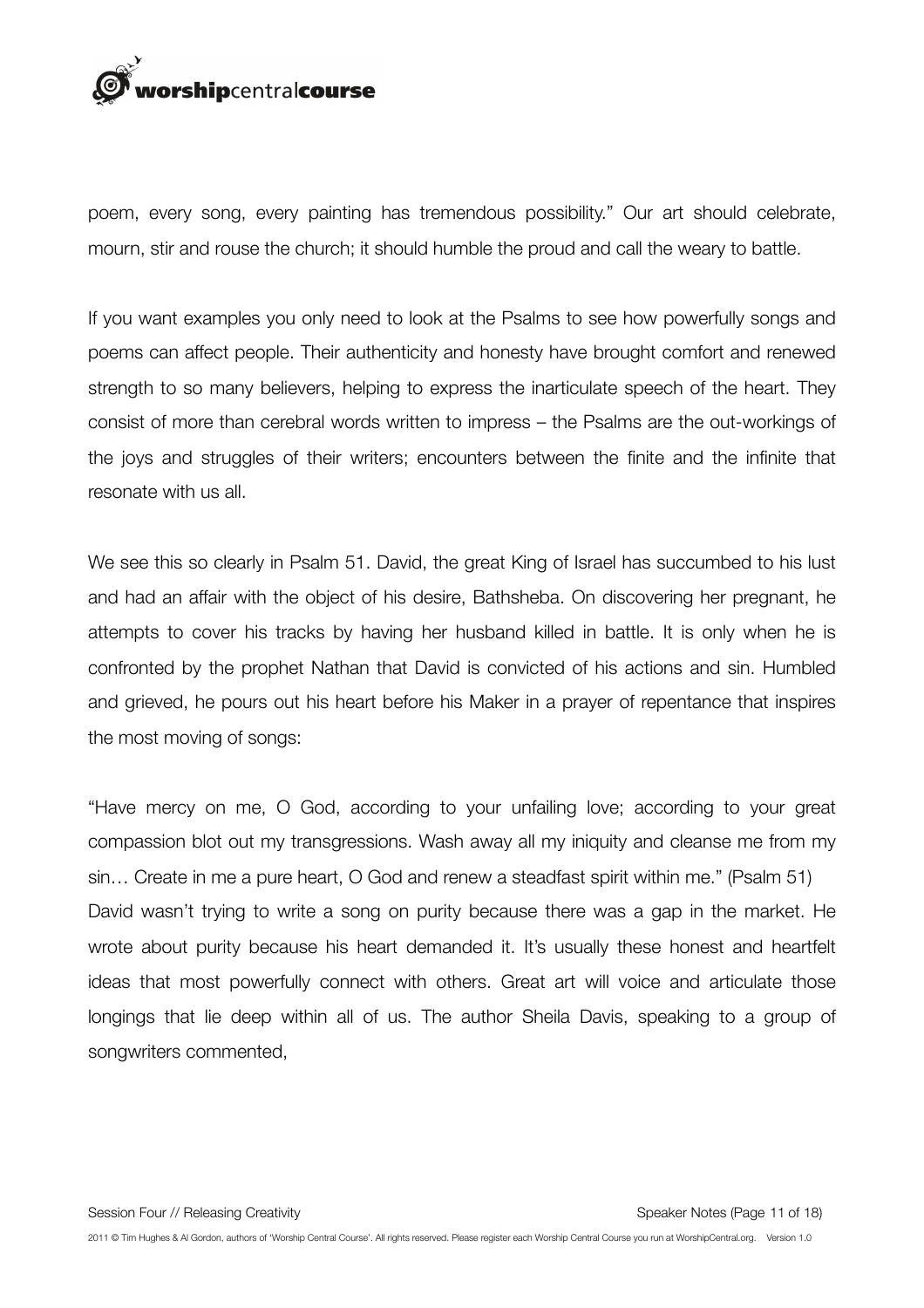poem, every song, every painting has tremendous possibility." Our art should celebrate, mourn, stir and rouse the church; it should humble the proud and call the weary to battle.

If you want examples you only need to look at the Psalms to see how powerfully songs and poems can affect people. Their authenticity and honesty have brought comfort and renewed strength to so many believers, helping to express the inarticulate speech of the heart. They consist of more than cerebral words written to impress – the Psalms are the out-workings of the joys and struggles of their writers; encounters between the finite and the infinite that resonate with us all.

We see this so clearly in Psalm 51. David, the great King of Israel has succumbed to his lust and had an affair with the object of his desire, Bathsheba. On discovering her pregnant, he attempts to cover his tracks by having her husband killed in battle. It is only when he is confronted by the prophet Nathan that David is convicted of his actions and sin. Humbled and grieved, he pours out his heart before his Maker in a prayer of repentance that inspires the most moving of songs:

"Have mercy on me, O God, according to your unfailing love; according to your great compassion blot out my transgressions. Wash away all my iniquity and cleanse me from my sin… Create in me a pure heart, O God and renew a steadfast spirit within me." (Psalm 51)
David wasn't trying to write a song on purity because there was a gap in the market. He wrote about purity because his heart demanded it. It's usually these honest and heartfelt ideas that most powerfully connect with others. Great art will voice and articulate those longings that lie deep within all of us. The author Sheila Davis, speaking to a group of songwriters commented,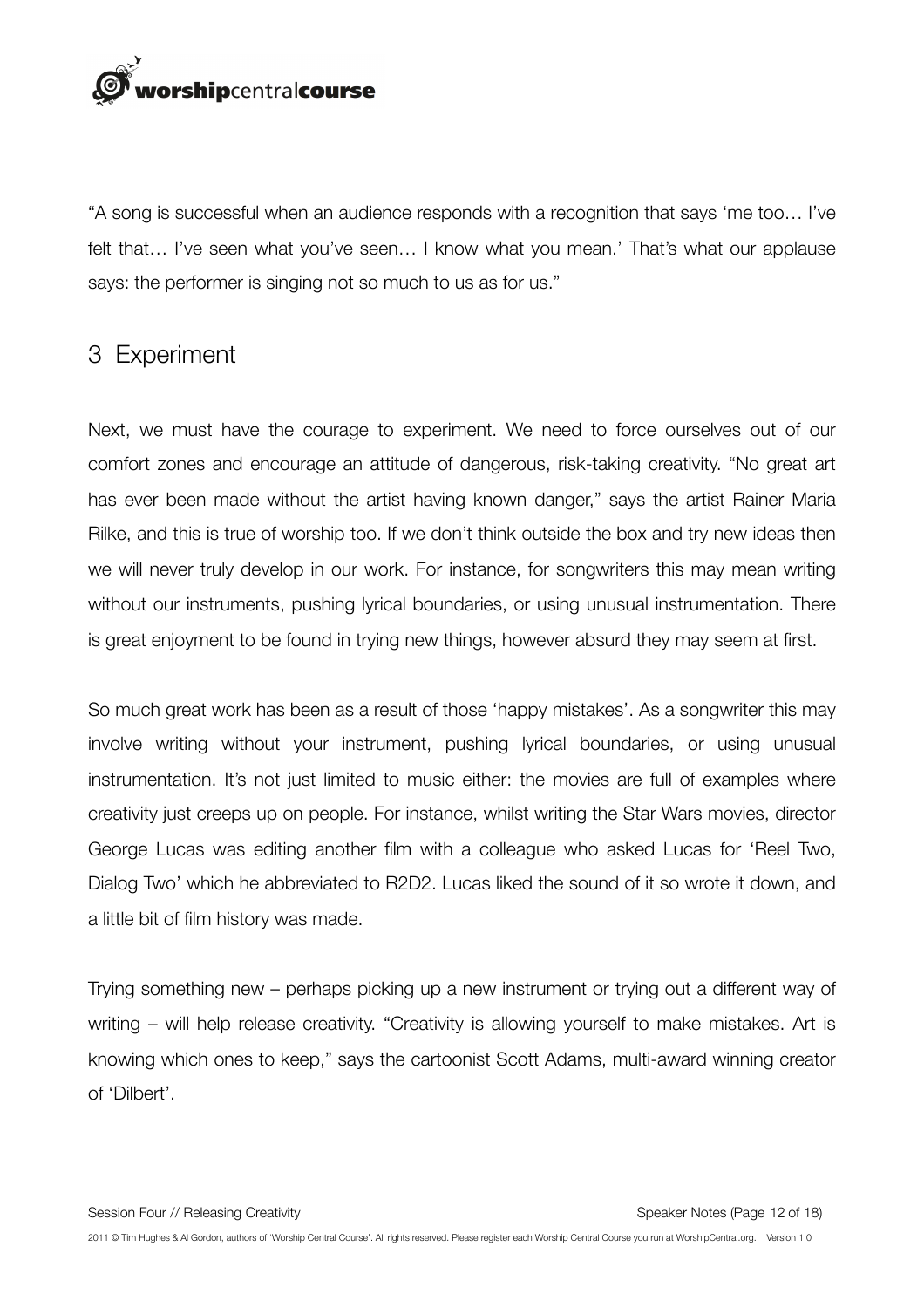"A song is successful when an audience responds with a recognition that says 'me too… I've felt that… I've seen what you've seen… I know what you mean.' That's what our applause says: the performer is singing not so much to us as for us."

## 3 Experiment

Next, we must have the courage to experiment. We need to force ourselves out of our comfort zones and encourage an attitude of dangerous, risk-taking creativity. "No great art has ever been made without the artist having known danger," says the artist Rainer Maria Rilke, and this is true of worship too. If we don't think outside the box and try new ideas then we will never truly develop in our work. For instance, for songwriters this may mean writing without our instruments, pushing lyrical boundaries, or using unusual instrumentation. There is great enjoyment to be found in trying new things, however absurd they may seem at first.

So much great work has been as a result of those 'happy mistakes'. As a songwriter this may involve writing without your instrument, pushing lyrical boundaries, or using unusual instrumentation. It's not just limited to music either: the movies are full of examples where creativity just creeps up on people. For instance, whilst writing the Star Wars movies, director George Lucas was editing another film with a colleague who asked Lucas for 'Reel Two, Dialog Two' which he abbreviated to R2D2. Lucas liked the sound of it so wrote it down, and a little bit of film history was made.

Trying something new – perhaps picking up a new instrument or trying out a different way of writing – will help release creativity. "Creativity is allowing yourself to make mistakes. Art is knowing which ones to keep," says the cartoonist Scott Adams, multi-award winning creator of 'Dilbert'.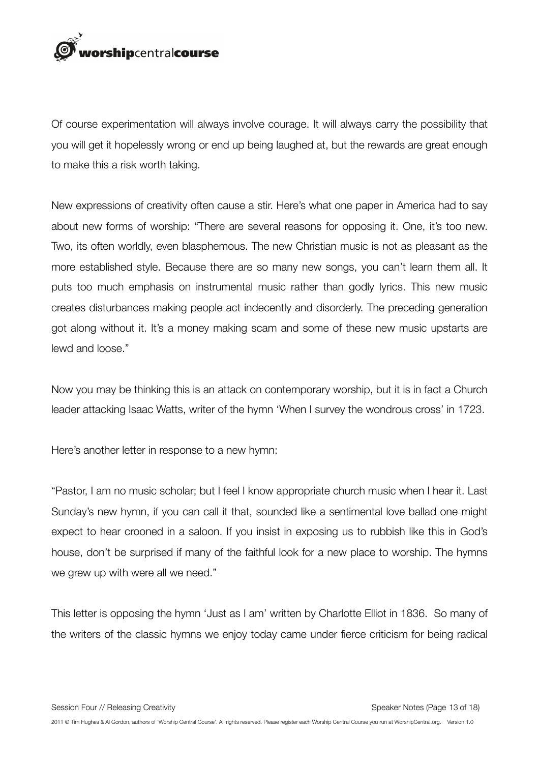Of course experimentation will always involve courage. It will always carry the possibility that you will get it hopelessly wrong or end up being laughed at, but the rewards are great enough to make this a risk worth taking.

New expressions of creativity often cause a stir. Here's what one paper in America had to say about new forms of worship: "There are several reasons for opposing it. One, it's too new. Two, its often worldly, even blasphemous. The new Christian music is not as pleasant as the more established style. Because there are so many new songs, you can't learn them all. It puts too much emphasis on instrumental music rather than godly lyrics. This new music creates disturbances making people act indecently and disorderly. The preceding generation got along without it. It's a money making scam and some of these new music upstarts are lewd and loose."

Now you may be thinking this is an attack on contemporary worship, but it is in fact a Church leader attacking Isaac Watts, writer of the hymn 'When I survey the wondrous cross' in 1723.

Here's another letter in response to a new hymn:

"Pastor, I am no music scholar; but I feel I know appropriate church music when I hear it. Last Sunday's new hymn, if you can call it that, sounded like a sentimental love ballad one might expect to hear crooned in a saloon. If you insist in exposing us to rubbish like this in God's house, don't be surprised if many of the faithful look for a new place to worship. The hymns we grew up with were all we need."

This letter is opposing the hymn 'Just as I am' written by Charlotte Elliot in 1836. So many of the writers of the classic hymns we enjoy today came under fierce criticism for being radical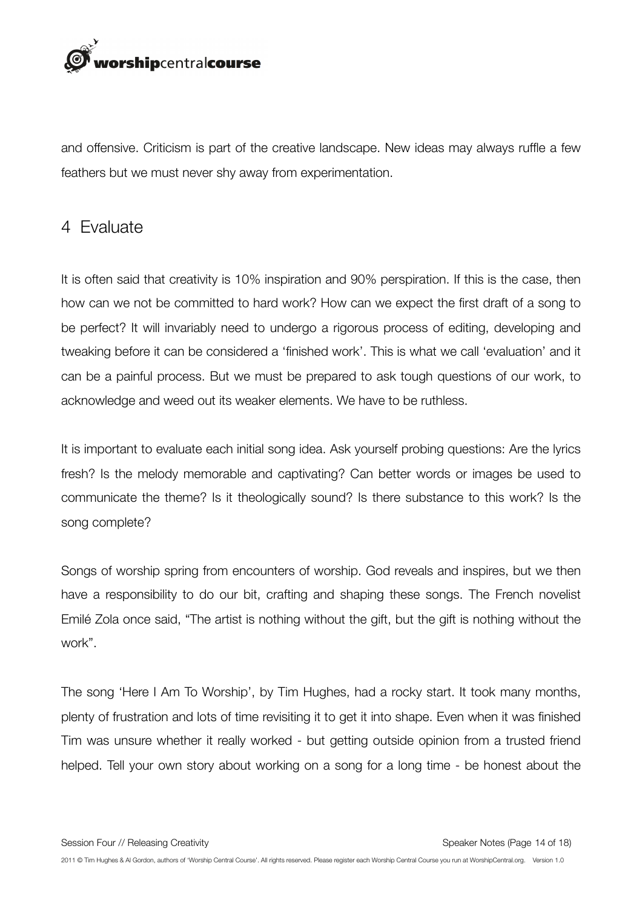and offensive. Criticism is part of the creative landscape. New ideas may always ruffle a few feathers but we must never shy away from experimentation.

## 4 Evaluate

It is often said that creativity is 10% inspiration and 90% perspiration. If this is the case, then how can we not be committed to hard work? How can we expect the first draft of a song to be perfect? It will invariably need to undergo a rigorous process of editing, developing and tweaking before it can be considered a 'finished work'. This is what we call 'evaluation' and it can be a painful process. But we must be prepared to ask tough questions of our work, to acknowledge and weed out its weaker elements. We have to be ruthless.

It is important to evaluate each initial song idea. Ask yourself probing questions: Are the lyrics fresh? Is the melody memorable and captivating? Can better words or images be used to communicate the theme? Is it theologically sound? Is there substance to this work? Is the song complete?

Songs of worship spring from encounters of worship. God reveals and inspires, but we then have a responsibility to do our bit, crafting and shaping these songs. The French novelist Emilé Zola once said, "The artist is nothing without the gift, but the gift is nothing without the work".

The song 'Here I Am To Worship', by Tim Hughes, had a rocky start. It took many months, plenty of frustration and lots of time revisiting it to get it into shape. Even when it was finished Tim was unsure whether it really worked - but getting outside opinion from a trusted friend helped. Tell your own story about working on a song for a long time - be honest about the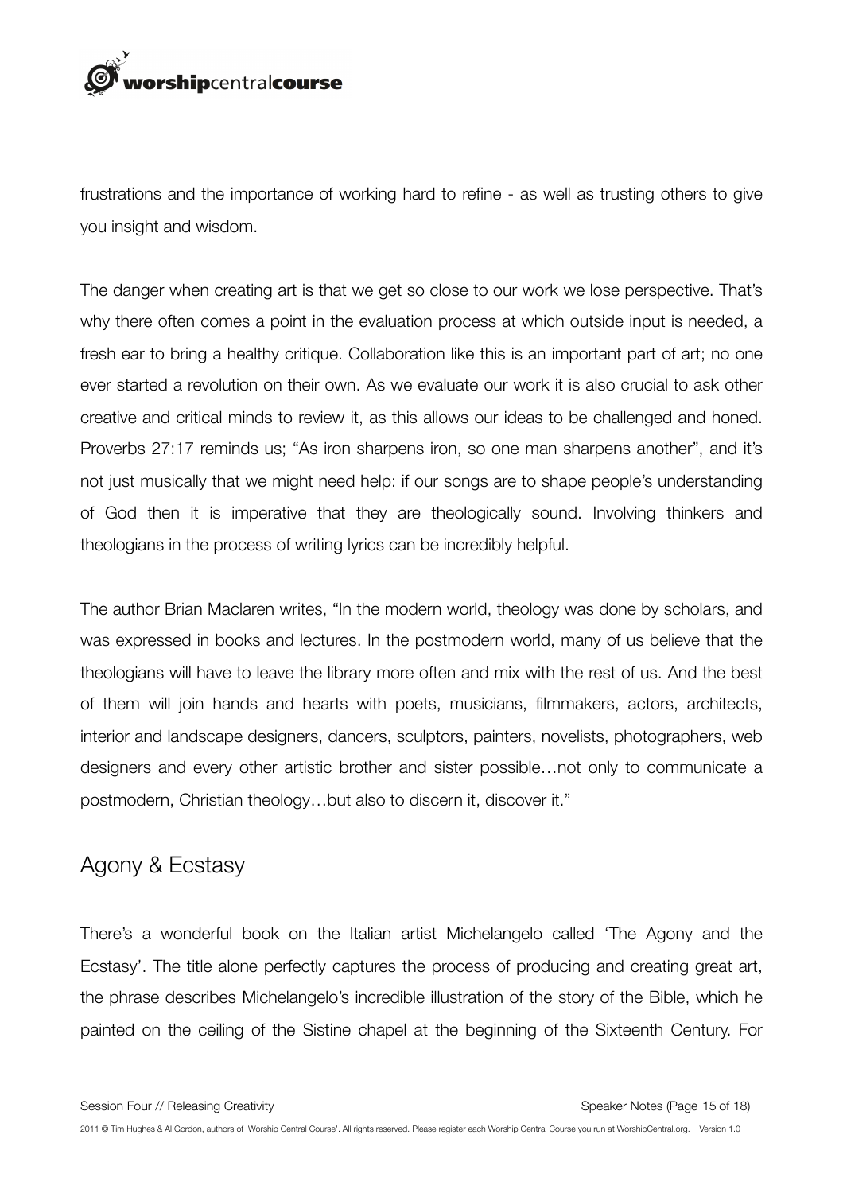frustrations and the importance of working hard to refine - as well as trusting others to give you insight and wisdom.

The danger when creating art is that we get so close to our work we lose perspective. That's why there often comes a point in the evaluation process at which outside input is needed, a fresh ear to bring a healthy critique. Collaboration like this is an important part of art; no one ever started a revolution on their own. As we evaluate our work it is also crucial to ask other creative and critical minds to review it, as this allows our ideas to be challenged and honed. Proverbs 27:17 reminds us; "As iron sharpens iron, so one man sharpens another", and it's not just musically that we might need help: if our songs are to shape people's understanding of God then it is imperative that they are theologically sound. Involving thinkers and theologians in the process of writing lyrics can be incredibly helpful.

The author Brian Maclaren writes, "In the modern world, theology was done by scholars, and was expressed in books and lectures. In the postmodern world, many of us believe that the theologians will have to leave the library more often and mix with the rest of us. And the best of them will join hands and hearts with poets, musicians, filmmakers, actors, architects, interior and landscape designers, dancers, sculptors, painters, novelists, photographers, web designers and every other artistic brother and sister possible…not only to communicate a postmodern, Christian theology…but also to discern it, discover it."

## Agony & Ecstasy

There's a wonderful book on the Italian artist Michelangelo called 'The Agony and the Ecstasy'. The title alone perfectly captures the process of producing and creating great art, the phrase describes Michelangelo's incredible illustration of the story of the Bible, which he painted on the ceiling of the Sistine chapel at the beginning of the Sixteenth Century. For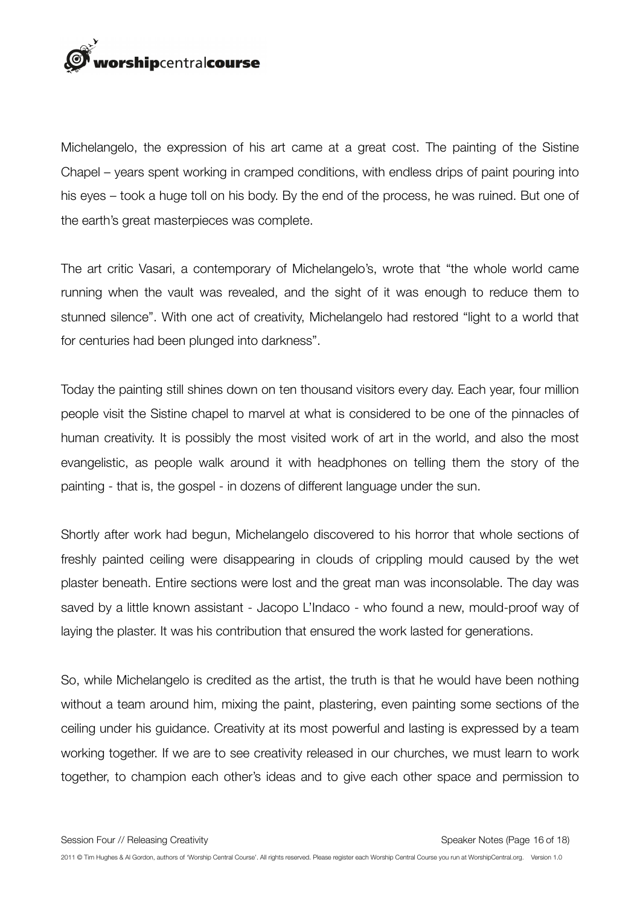Michelangelo, the expression of his art came at a great cost. The painting of the Sistine Chapel – years spent working in cramped conditions, with endless drips of paint pouring into his eyes – took a huge toll on his body. By the end of the process, he was ruined. But one of the earth's great masterpieces was complete.

The art critic Vasari, a contemporary of Michelangelo's, wrote that "the whole world came running when the vault was revealed, and the sight of it was enough to reduce them to stunned silence". With one act of creativity, Michelangelo had restored "light to a world that for centuries had been plunged into darkness".

Today the painting still shines down on ten thousand visitors every day. Each year, four million people visit the Sistine chapel to marvel at what is considered to be one of the pinnacles of human creativity. It is possibly the most visited work of art in the world, and also the most evangelistic, as people walk around it with headphones on telling them the story of the painting - that is, the gospel - in dozens of different language under the sun.

Shortly after work had begun, Michelangelo discovered to his horror that whole sections of freshly painted ceiling were disappearing in clouds of crippling mould caused by the wet plaster beneath. Entire sections were lost and the great man was inconsolable. The day was saved by a little known assistant - Jacopo L'Indaco - who found a new, mould-proof way of laying the plaster. It was his contribution that ensured the work lasted for generations.

So, while Michelangelo is credited as the artist, the truth is that he would have been nothing without a team around him, mixing the paint, plastering, even painting some sections of the ceiling under his guidance. Creativity at its most powerful and lasting is expressed by a team working together. If we are to see creativity released in our churches, we must learn to work together, to champion each other's ideas and to give each other space and permission to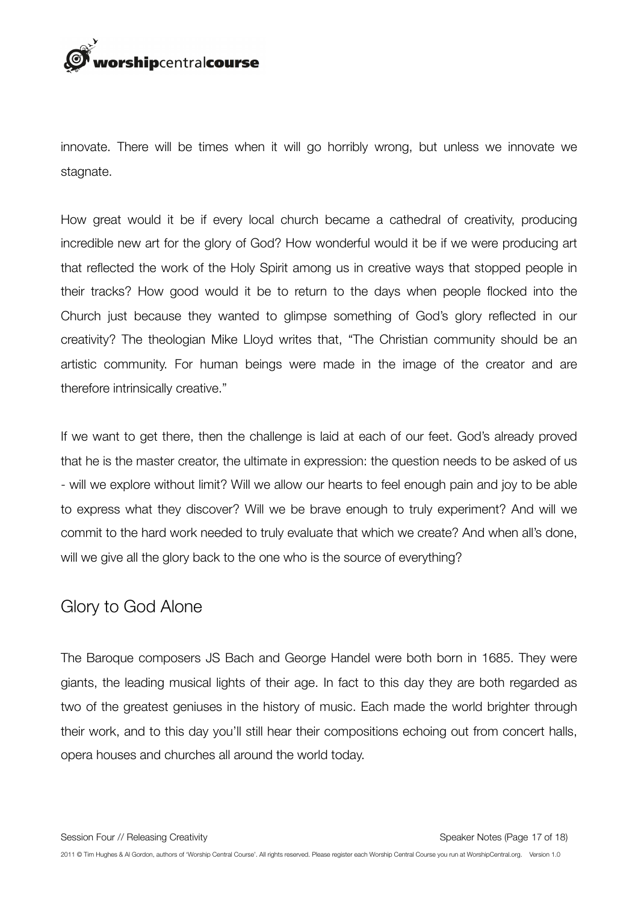innovate. There will be times when it will go horribly wrong, but unless we innovate we stagnate.

How great would it be if every local church became a cathedral of creativity, producing incredible new art for the glory of God? How wonderful would it be if we were producing art that reflected the work of the Holy Spirit among us in creative ways that stopped people in their tracks? How good would it be to return to the days when people flocked into the Church just because they wanted to glimpse something of God's glory reflected in our creativity? The theologian Mike Lloyd writes that, "The Christian community should be an artistic community. For human beings were made in the image of the creator and are therefore intrinsically creative."

If we want to get there, then the challenge is laid at each of our feet. God's already proved that he is the master creator, the ultimate in expression: the question needs to be asked of us - will we explore without limit? Will we allow our hearts to feel enough pain and joy to be able to express what they discover? Will we be brave enough to truly experiment? And will we commit to the hard work needed to truly evaluate that which we create? And when all's done, will we give all the glory back to the one who is the source of everything?

## Glory to God Alone

The Baroque composers JS Bach and George Handel were both born in 1685. They were giants, the leading musical lights of their age. In fact to this day they are both regarded as two of the greatest geniuses in the history of music. Each made the world brighter through their work, and to this day you'll still hear their compositions echoing out from concert halls, opera houses and churches all around the world today.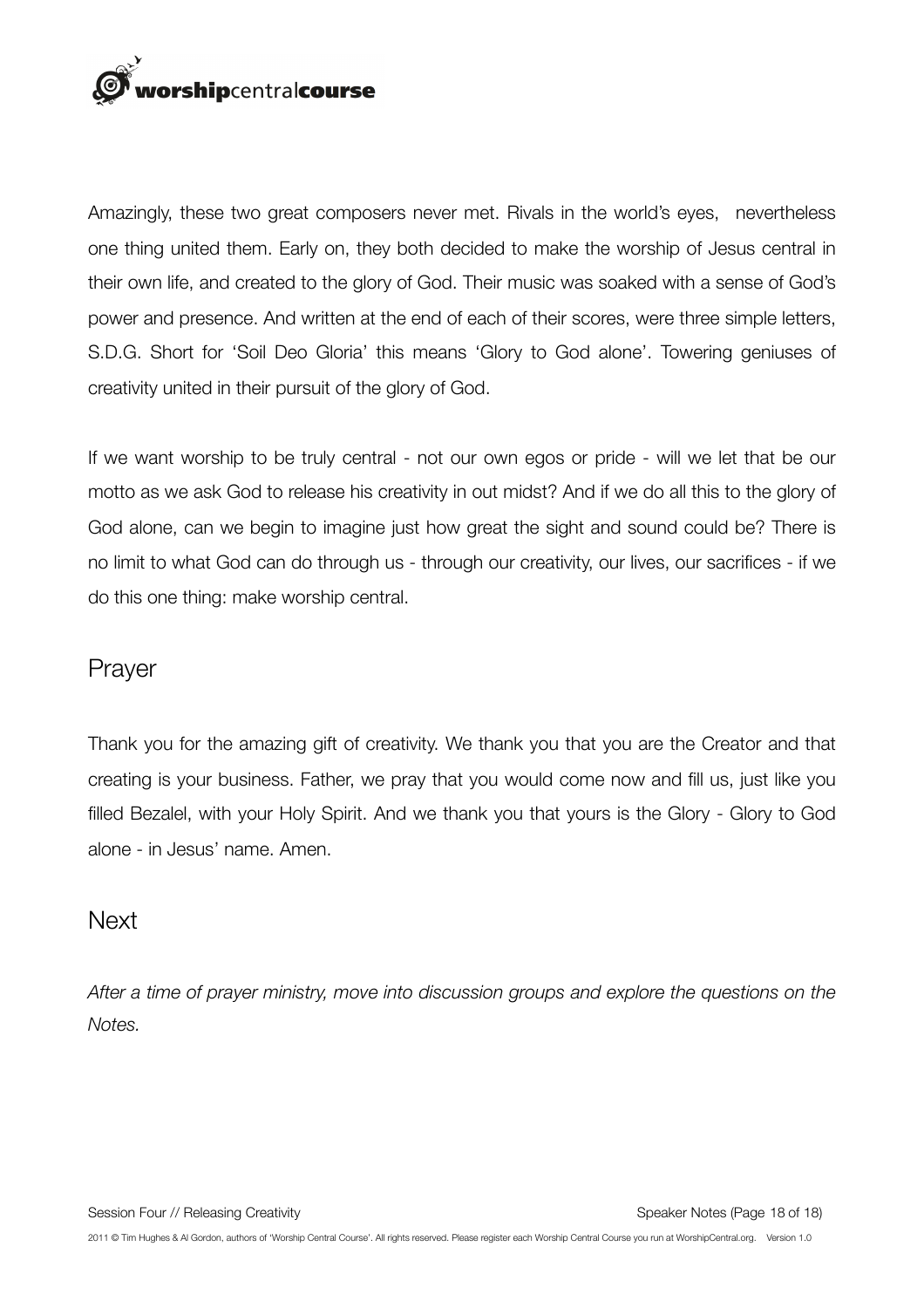Amazingly, these two great composers never met. Rivals in the world's eyes, nevertheless one thing united them. Early on, they both decided to make the worship of Jesus central in their own life, and created to the glory of God. Their music was soaked with a sense of God's power and presence. And written at the end of each of their scores, were three simple letters, S.D.G. Short for 'Soil Deo Gloria' this means 'Glory to God alone'. Towering geniuses of creativity united in their pursuit of the glory of God.

If we want worship to be truly central - not our own egos or pride - will we let that be our motto as we ask God to release his creativity in out midst? And if we do all this to the glory of God alone, can we begin to imagine just how great the sight and sound could be? There is no limit to what God can do through us - through our creativity, our lives, our sacrifices - if we do this one thing: make worship central.

## Prayer

Thank you for the amazing gift of creativity. We thank you that you are the Creator and that creating is your business. Father, we pray that you would come now and fill us, just like you filled Bezalel, with your Holy Spirit. And we thank you that yours is the Glory - Glory to God alone - in Jesus' name. Amen.

## Next

*After a time of prayer ministry, move into discussion groups and explore the questions on the Notes.*